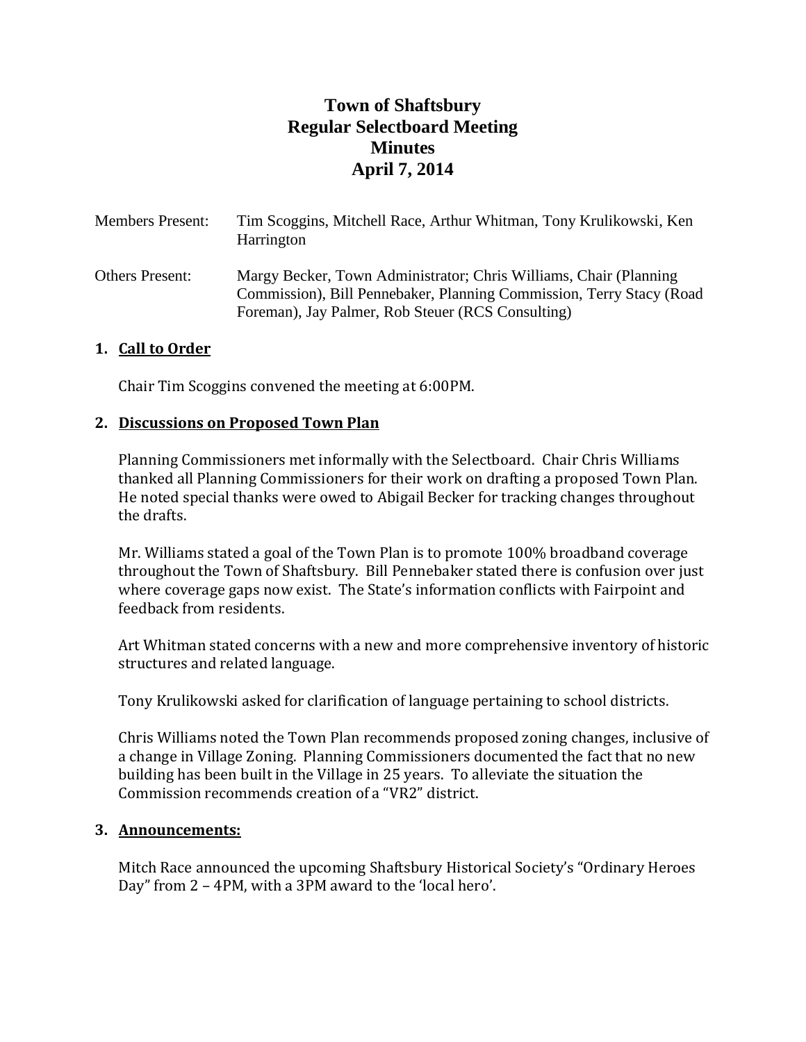# Town of Shaftsbury
# Regular Selectboard Meeting
# Minutes
# April 7, 2014

Members Present: Tim Scoggins, Mitchell Race, Arthur Whitman, Tony Krulikowski, Ken Harrington

Others Present: Margy Becker, Town Administrator; Chris Williams, Chair (Planning Commission), Bill Pennebaker, Planning Commission, Terry Stacy (Road Foreman), Jay Palmer, Rob Steuer (RCS Consulting)

## 1. Call to Order

Chair Tim Scoggins convened the meeting at 6:00PM.

## 2. Discussions on Proposed Town Plan

Planning Commissioners met informally with the Selectboard. Chair Chris Williams thanked all Planning Commissioners for their work on drafting a proposed Town Plan. He noted special thanks were owed to Abigail Becker for tracking changes throughout the drafts.

Mr. Williams stated a goal of the Town Plan is to promote 100% broadband coverage throughout the Town of Shaftsbury. Bill Pennebaker stated there is confusion over just where coverage gaps now exist. The State's information conflicts with Fairpoint and feedback from residents.

Art Whitman stated concerns with a new and more comprehensive inventory of historic structures and related language.

Tony Krulikowski asked for clarification of language pertaining to school districts.

Chris Williams noted the Town Plan recommends proposed zoning changes, inclusive of a change in Village Zoning. Planning Commissioners documented the fact that no new building has been built in the Village in 25 years. To alleviate the situation the Commission recommends creation of a "VR2" district.

## 3. Announcements:

Mitch Race announced the upcoming Shaftsbury Historical Society's "Ordinary Heroes Day" from 2 – 4PM, with a 3PM award to the 'local hero'.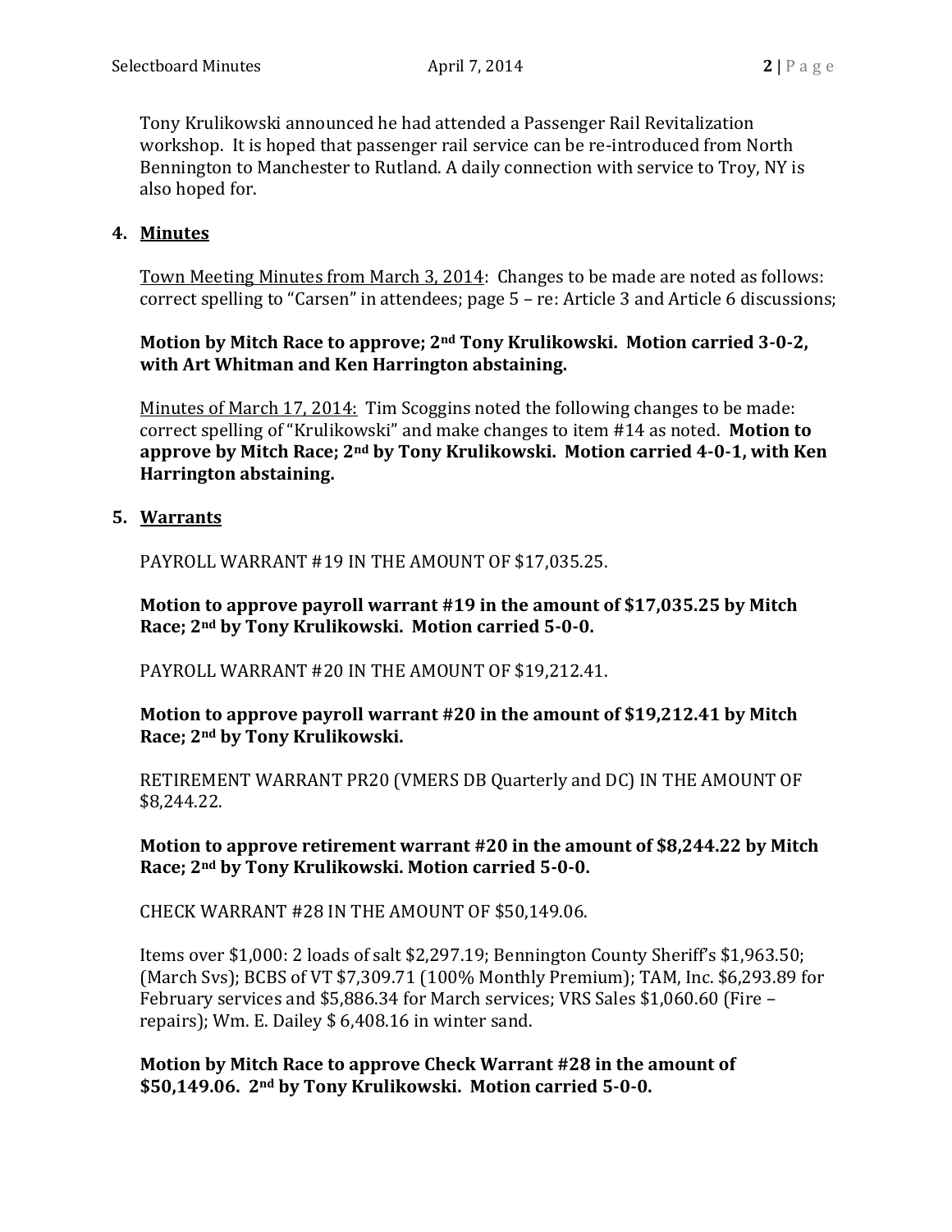Tony Krulikowski announced he had attended a Passenger Rail Revitalization workshop. It is hoped that passenger rail service can be re-introduced from North Bennington to Manchester to Rutland. A daily connection with service to Troy, NY is also hoped for.

4. **Minutes**

Town Meeting Minutes from March 3, 2014: Changes to be made are noted as follows: correct spelling to "Carsen" in attendees; page 5 – re: Article 3 and Article 6 discussions;

**Motion by Mitch Race to approve; 2nd Tony Krulikowski. Motion carried 3-0-2, with Art Whitman and Ken Harrington abstaining.**

Minutes of March 17, 2014: Tim Scoggins noted the following changes to be made: correct spelling of "Krulikowski" and make changes to item #14 as noted. **Motion to approve by Mitch Race; 2nd by Tony Krulikowski. Motion carried 4-0-1, with Ken Harrington abstaining.**

5. **Warrants**

PAYROLL WARRANT #19 IN THE AMOUNT OF $17,035.25.

**Motion to approve payroll warrant #19 in the amount of $17,035.25 by Mitch Race; 2nd by Tony Krulikowski. Motion carried 5-0-0.**

PAYROLL WARRANT #20 IN THE AMOUNT OF $19,212.41.

**Motion to approve payroll warrant #20 in the amount of $19,212.41 by Mitch Race; 2nd by Tony Krulikowski.**

RETIREMENT WARRANT PR20 (VMERS DB Quarterly and DC) IN THE AMOUNT OF $8,244.22.

**Motion to approve retirement warrant #20 in the amount of $8,244.22 by Mitch Race; 2nd by Tony Krulikowski. Motion carried 5-0-0.**

CHECK WARRANT #28 IN THE AMOUNT OF $50,149.06.

Items over $1,000: 2 loads of salt $2,297.19; Bennington County Sheriff's $1,963.50; (March Svs); BCBS of VT $7,309.71 (100% Monthly Premium); TAM, Inc. $6,293.89 for February services and $5,886.34 for March services; VRS Sales $1,060.60 (Fire – repairs); Wm. E. Dailey $ 6,408.16 in winter sand.

**Motion by Mitch Race to approve Check Warrant #28 in the amount of $50,149.06. 2nd by Tony Krulikowski. Motion carried 5-0-0.**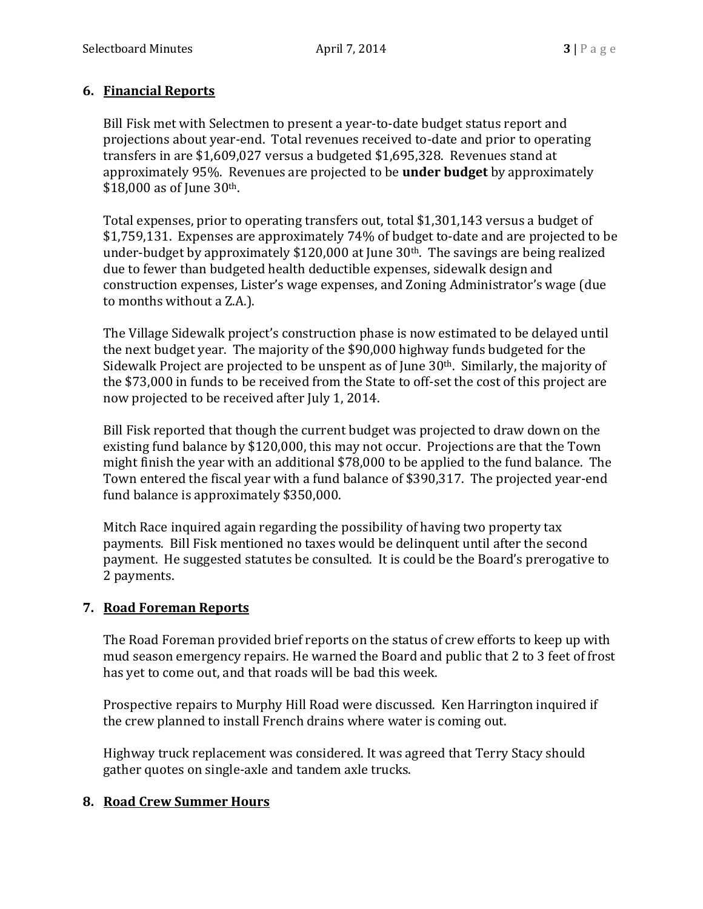## 6. Financial Reports

Bill Fisk met with Selectmen to present a year-to-date budget status report and projections about year-end. Total revenues received to-date and prior to operating transfers in are $1,609,027 versus a budgeted $1,695,328. Revenues stand at approximately 95%. Revenues are projected to be **under budget** by approximately $18,000 as of June 30th.

Total expenses, prior to operating transfers out, total $1,301,143 versus a budget of $1,759,131. Expenses are approximately 74% of budget to-date and are projected to be under-budget by approximately $120,000 at June 30th. The savings are being realized due to fewer than budgeted health deductible expenses, sidewalk design and construction expenses, Lister's wage expenses, and Zoning Administrator's wage (due to months without a Z.A.).

The Village Sidewalk project's construction phase is now estimated to be delayed until the next budget year. The majority of the $90,000 highway funds budgeted for the Sidewalk Project are projected to be unspent as of June 30th. Similarly, the majority of the $73,000 in funds to be received from the State to off-set the cost of this project are now projected to be received after July 1, 2014.

Bill Fisk reported that though the current budget was projected to draw down on the existing fund balance by $120,000, this may not occur. Projections are that the Town might finish the year with an additional $78,000 to be applied to the fund balance. The Town entered the fiscal year with a fund balance of $390,317. The projected year-end fund balance is approximately $350,000.

Mitch Race inquired again regarding the possibility of having two property tax payments. Bill Fisk mentioned no taxes would be delinquent until after the second payment. He suggested statutes be consulted. It is could be the Board's prerogative to 2 payments.

## 7. Road Foreman Reports

The Road Foreman provided brief reports on the status of crew efforts to keep up with mud season emergency repairs. He warned the Board and public that 2 to 3 feet of frost has yet to come out, and that roads will be bad this week.

Prospective repairs to Murphy Hill Road were discussed. Ken Harrington inquired if the crew planned to install French drains where water is coming out.

Highway truck replacement was considered. It was agreed that Terry Stacy should gather quotes on single-axle and tandem axle trucks.

## 8. Road Crew Summer Hours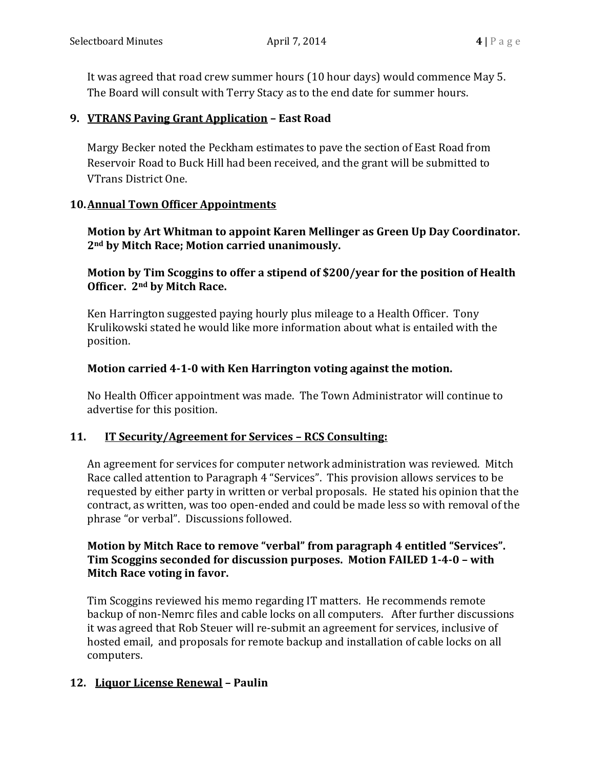It was agreed that road crew summer hours (10 hour days) would commence May 5. The Board will consult with Terry Stacy as to the end date for summer hours.

**9. VTRANS Paving Grant Application – East Road**

Margy Becker noted the Peckham estimates to pave the section of East Road from Reservoir Road to Buck Hill had been received, and the grant will be submitted to VTrans District One.

**10. Annual Town Officer Appointments**

**Motion by Art Whitman to appoint Karen Mellinger as Green Up Day Coordinator. 2nd by Mitch Race; Motion carried unanimously.**

**Motion by Tim Scoggins to offer a stipend of $200/year for the position of Health Officer. 2nd by Mitch Race.**

Ken Harrington suggested paying hourly plus mileage to a Health Officer. Tony Krulikowski stated he would like more information about what is entailed with the position.

**Motion carried 4-1-0 with Ken Harrington voting against the motion.**

No Health Officer appointment was made. The Town Administrator will continue to advertise for this position.

**11. IT Security/Agreement for Services – RCS Consulting:**

An agreement for services for computer network administration was reviewed. Mitch Race called attention to Paragraph 4 "Services". This provision allows services to be requested by either party in written or verbal proposals. He stated his opinion that the contract, as written, was too open-ended and could be made less so with removal of the phrase "or verbal". Discussions followed.

**Motion by Mitch Race to remove "verbal" from paragraph 4 entitled "Services". Tim Scoggins seconded for discussion purposes. Motion FAILED 1-4-0 – with Mitch Race voting in favor.**

Tim Scoggins reviewed his memo regarding IT matters. He recommends remote backup of non-Nemrc files and cable locks on all computers. After further discussions it was agreed that Rob Steuer will re-submit an agreement for services, inclusive of hosted email, and proposals for remote backup and installation of cable locks on all computers.

**12. Liquor License Renewal – Paulin**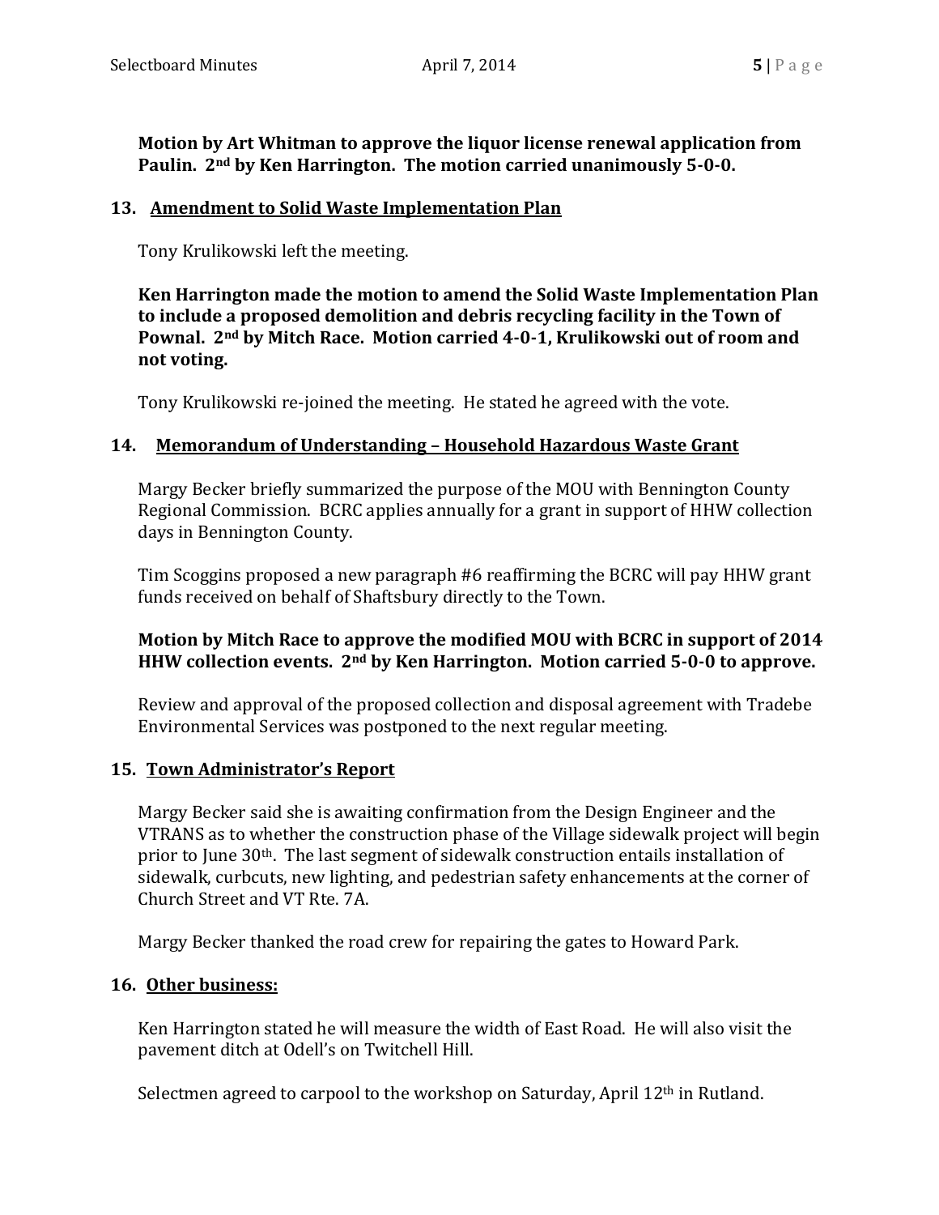**Motion by Art Whitman to approve the liquor license renewal application from Paulin. 2nd by Ken Harrington. The motion carried unanimously 5-0-0.**

## 13. Amendment to Solid Waste Implementation Plan

Tony Krulikowski left the meeting.

**Ken Harrington made the motion to amend the Solid Waste Implementation Plan to include a proposed demolition and debris recycling facility in the Town of Pownal. 2nd by Mitch Race. Motion carried 4-0-1, Krulikowski out of room and not voting.**

Tony Krulikowski re-joined the meeting. He stated he agreed with the vote.

## 14. Memorandum of Understanding – Household Hazardous Waste Grant

Margy Becker briefly summarized the purpose of the MOU with Bennington County Regional Commission. BCRC applies annually for a grant in support of HHW collection days in Bennington County.

Tim Scoggins proposed a new paragraph #6 reaffirming the BCRC will pay HHW grant funds received on behalf of Shaftsbury directly to the Town.

**Motion by Mitch Race to approve the modified MOU with BCRC in support of 2014 HHW collection events. 2nd by Ken Harrington. Motion carried 5-0-0 to approve.**

Review and approval of the proposed collection and disposal agreement with Tradebe Environmental Services was postponed to the next regular meeting.

## 15. Town Administrator's Report

Margy Becker said she is awaiting confirmation from the Design Engineer and the VTRANS as to whether the construction phase of the Village sidewalk project will begin prior to June 30th. The last segment of sidewalk construction entails installation of sidewalk, curbcuts, new lighting, and pedestrian safety enhancements at the corner of Church Street and VT Rte. 7A.

Margy Becker thanked the road crew for repairing the gates to Howard Park.

## 16. Other business:

Ken Harrington stated he will measure the width of East Road. He will also visit the pavement ditch at Odell's on Twitchell Hill.

Selectmen agreed to carpool to the workshop on Saturday, April 12th in Rutland.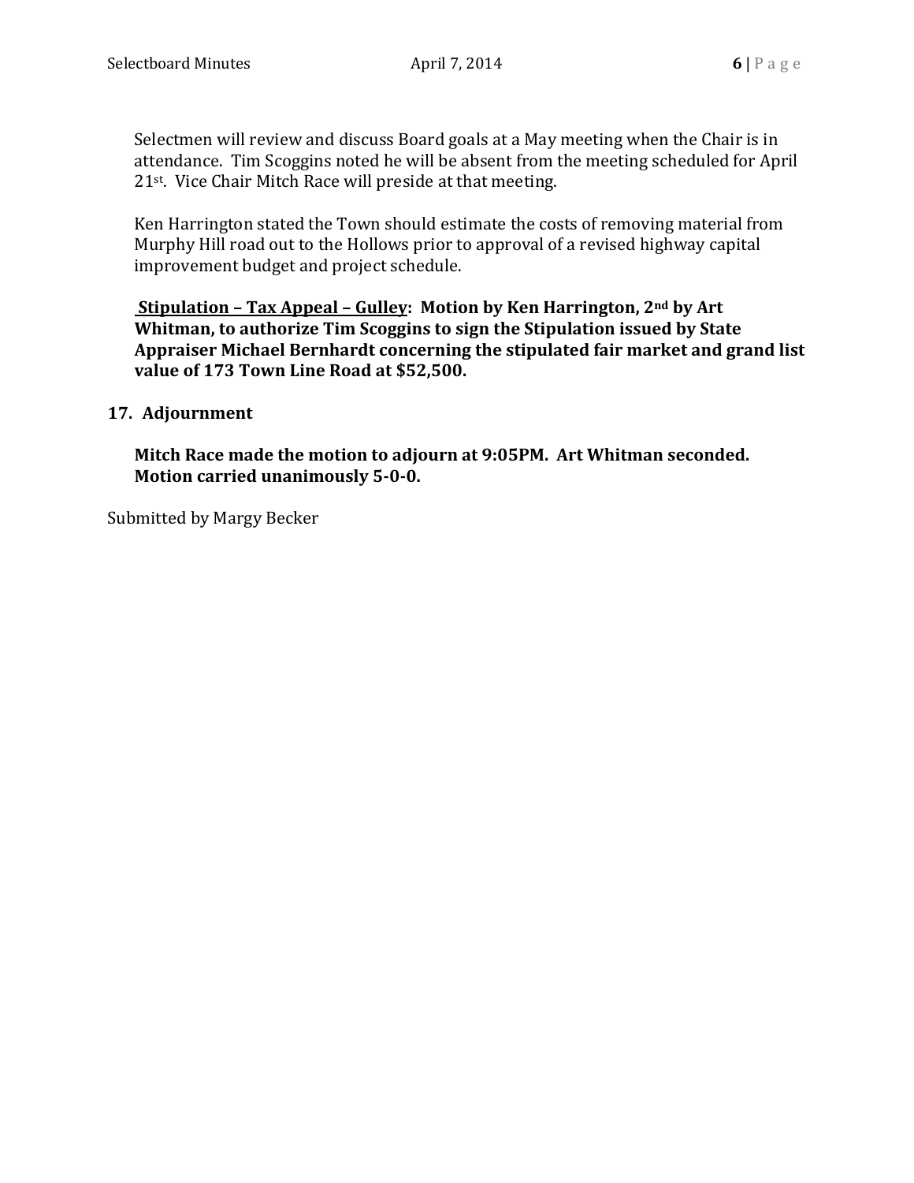Selectmen will review and discuss Board goals at a May meeting when the Chair is in attendance. Tim Scoggins noted he will be absent from the meeting scheduled for April 21st. Vice Chair Mitch Race will preside at that meeting.

Ken Harrington stated the Town should estimate the costs of removing material from Murphy Hill road out to the Hollows prior to approval of a revised highway capital improvement budget and project schedule.

**Stipulation – Tax Appeal – Gulley: Motion by Ken Harrington, 2nd by Art Whitman, to authorize Tim Scoggins to sign the Stipulation issued by State Appraiser Michael Bernhardt concerning the stipulated fair market and grand list value of 173 Town Line Road at $52,500.**

## 17. Adjournment

**Mitch Race made the motion to adjourn at 9:05PM. Art Whitman seconded. Motion carried unanimously 5-0-0.**

Submitted by Margy Becker